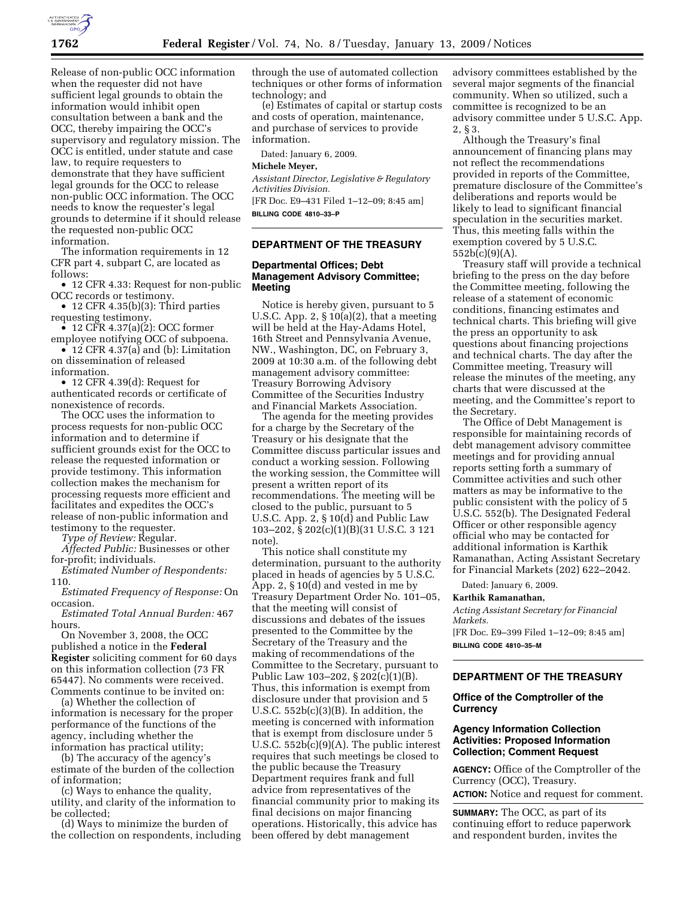Release of non-public OCC information when the requester did not have sufficient legal grounds to obtain the information would inhibit open consultation between a bank and the OCC, thereby impairing the OCC's supervisory and regulatory mission. The OCC is entitled, under statute and case law, to require requesters to demonstrate that they have sufficient legal grounds for the OCC to release non-public OCC information. The OCC needs to know the requester's legal grounds to determine if it should release the requested non-public OCC information.

The information requirements in 12 CFR part 4, subpart C, are located as follows:

- 12 CFR 4.33: Request for non-public OCC records or testimony.
- 12 CFR 4.35(b)(3): Third parties requesting testimony.
- 12 CFR 4.37(a)(2): OCC former employee notifying OCC of subpoena.
- 12 CFR 4.37(a) and (b): Limitation on dissemination of released information.
- 12 CFR 4.39(d): Request for authenticated records or certificate of nonexistence of records.

The OCC uses the information to process requests for non-public OCC information and to determine if sufficient grounds exist for the OCC to release the requested information or provide testimony. This information collection makes the mechanism for processing requests more efficient and facilitates and expedites the OCC's release of non-public information and testimony to the requester.

*Type of Review:* Regular.

*Affected Public:* Businesses or other for-profit; individuals.

*Estimated Number of Respondents:* 110.

*Estimated Frequency of Response:* On occasion.

*Estimated Total Annual Burden:* 467 hours.

On November 3, 2008, the OCC published a notice in the **Federal Register** soliciting comment for 60 days on this information collection (73 FR 65447). No comments were received. Comments continue to be invited on:

(a) Whether the collection of information is necessary for the proper performance of the functions of the agency, including whether the information has practical utility;

(b) The accuracy of the agency's estimate of the burden of the collection of information;

(c) Ways to enhance the quality, utility, and clarity of the information to be collected;

(d) Ways to minimize the burden of the collection on respondents, including through the use of automated collection techniques or other forms of information technology; and

(e) Estimates of capital or startup costs and costs of operation, maintenance, and purchase of services to provide information.

Dated: January 6, 2009.

**Michele Meyer,**

*Assistant Director, Legislative & Regulatory Activities Division.*

[FR Doc. E9–431 Filed 1–12–09; 8:45 am]

**BILLING CODE 4810–33–P**

---

## DEPARTMENT OF THE TREASURY

### Departmental Offices; Debt Management Advisory Committee; Meeting

Notice is hereby given, pursuant to 5 U.S.C. App. 2, § 10(a)(2), that a meeting will be held at the Hay-Adams Hotel, 16th Street and Pennsylvania Avenue, NW., Washington, DC, on February 3, 2009 at 10:30 a.m. of the following debt management advisory committee: Treasury Borrowing Advisory Committee of the Securities Industry and Financial Markets Association.

The agenda for the meeting provides for a charge by the Secretary of the Treasury or his designate that the Committee discuss particular issues and conduct a working session. Following the working session, the Committee will present a written report of its recommendations. The meeting will be closed to the public, pursuant to 5 U.S.C. App. 2, § 10(d) and Public Law 103–202, § 202(c)(1)(B)(31 U.S.C. 3 121 note).

This notice shall constitute my determination, pursuant to the authority placed in heads of agencies by 5 U.S.C. App. 2, § 10(d) and vested in me by Treasury Department Order No. 101–05, that the meeting will consist of discussions and debates of the issues presented to the Committee by the Secretary of the Treasury and the making of recommendations of the Committee to the Secretary, pursuant to Public Law 103–202, § 202(c)(1)(B). Thus, this information is exempt from disclosure under that provision and 5 U.S.C. 552b(c)(3)(B). In addition, the meeting is concerned with information that is exempt from disclosure under 5 U.S.C. 552b(c)(9)(A). The public interest requires that such meetings be closed to the public because the Treasury Department requires frank and full advice from representatives of the financial community prior to making its final decisions on major financing operations. Historically, this advice has been offered by debt management advisory committees established by the several major segments of the financial community. When so utilized, such a committee is recognized to be an advisory committee under 5 U.S.C. App. 2, § 3.

Although the Treasury's final announcement of financing plans may not reflect the recommendations provided in reports of the Committee, premature disclosure of the Committee's deliberations and reports would be likely to lead to significant financial speculation in the securities market. Thus, this meeting falls within the exemption covered by 5 U.S.C. 552b(c)(9)(A).

Treasury staff will provide a technical briefing to the press on the day before the Committee meeting, following the release of a statement of economic conditions, financing estimates and technical charts. This briefing will give the press an opportunity to ask questions about financing projections and technical charts. The day after the Committee meeting, Treasury will release the minutes of the meeting, any charts that were discussed at the meeting, and the Committee's report to the Secretary.

The Office of Debt Management is responsible for maintaining records of debt management advisory committee meetings and for providing annual reports setting forth a summary of Committee activities and such other matters as may be informative to the public consistent with the policy of 5 U.S.C. 552(b). The Designated Federal Officer or other responsible agency official who may be contacted for additional information is Karthik Ramanathan, Acting Assistant Secretary for Financial Markets (202) 622–2042.

Dated: January 6, 2009.

**Karthik Ramanathan,**

*Acting Assistant Secretary for Financial Markets.*

[FR Doc. E9–399 Filed 1–12–09; 8:45 am]

**BILLING CODE 4810–35–M**

---

## DEPARTMENT OF THE TREASURY

### Office of the Comptroller of the Currency

### Agency Information Collection Activities: Proposed Information Collection; Comment Request

**AGENCY:** Office of the Comptroller of the Currency (OCC), Treasury.

**ACTION:** Notice and request for comment.

**SUMMARY:** The OCC, as part of its continuing effort to reduce paperwork and respondent burden, invites the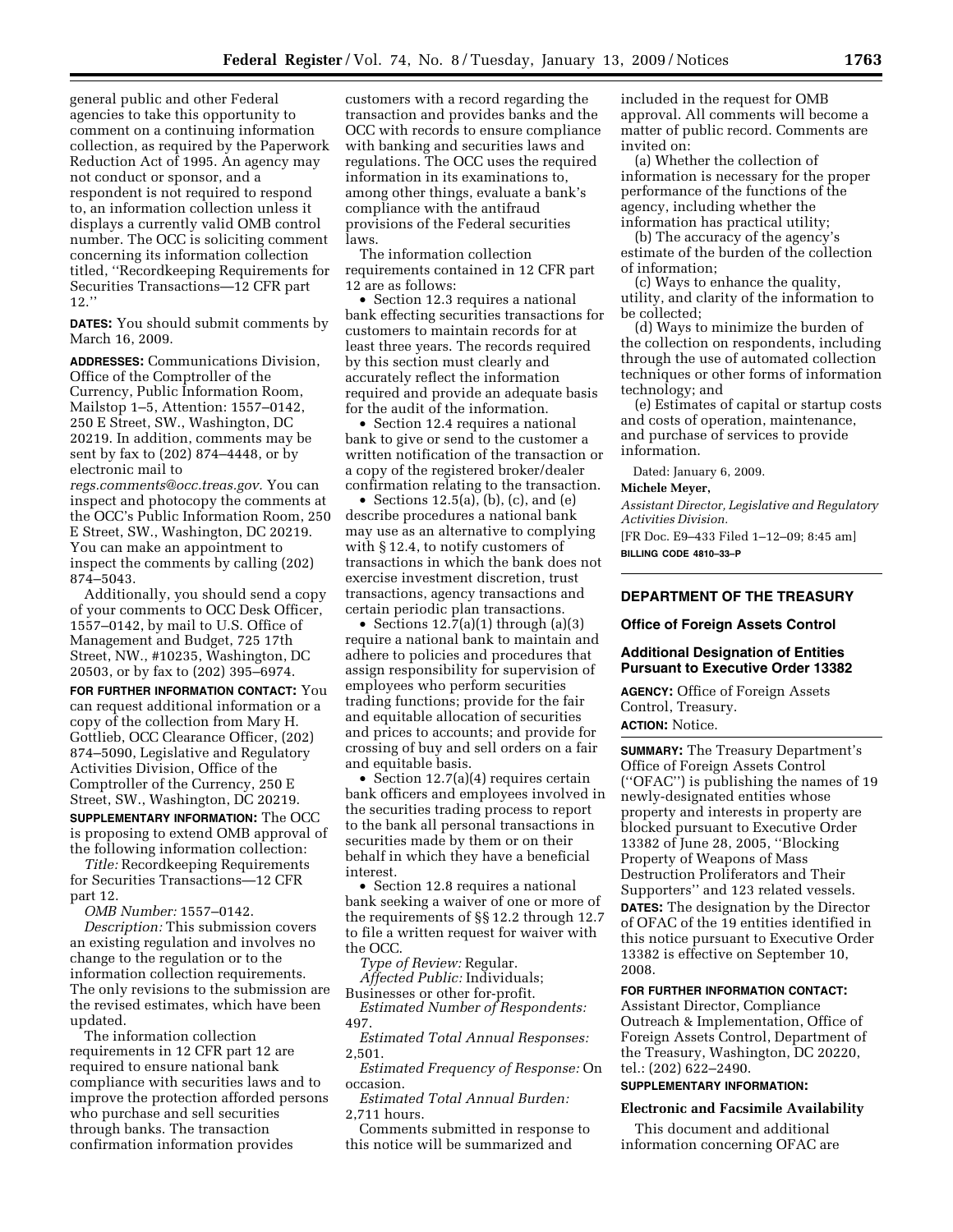general public and other Federal agencies to take this opportunity to comment on a continuing information collection, as required by the Paperwork Reduction Act of 1995. An agency may not conduct or sponsor, and a respondent is not required to respond to, an information collection unless it displays a currently valid OMB control number. The OCC is soliciting comment concerning its information collection titled, ''Recordkeeping Requirements for Securities Transactions—12 CFR part 12.''

**DATES:** You should submit comments by March 16, 2009.

**ADDRESSES:** Communications Division, Office of the Comptroller of the Currency, Public Information Room, Mailstop 1–5, Attention: 1557–0142, 250 E Street, SW., Washington, DC 20219. In addition, comments may be sent by fax to (202) 874–4448, or by electronic mail to *regs.comments@occ.treas.gov*. You can inspect and photocopy the comments at the OCC's Public Information Room, 250 E Street, SW., Washington, DC 20219. You can make an appointment to inspect the comments by calling (202) 874–5043.

Additionally, you should send a copy of your comments to OCC Desk Officer, 1557–0142, by mail to U.S. Office of Management and Budget, 725 17th Street, NW., #10235, Washington, DC 20503, or by fax to (202) 395–6974.

**FOR FURTHER INFORMATION CONTACT:** You can request additional information or a copy of the collection from Mary H. Gottlieb, OCC Clearance Officer, (202) 874–5090, Legislative and Regulatory Activities Division, Office of the Comptroller of the Currency, 250 E Street, SW., Washington, DC 20219.

**SUPPLEMENTARY INFORMATION:** The OCC is proposing to extend OMB approval of the following information collection:

*Title:* Recordkeeping Requirements for Securities Transactions—12 CFR part 12.

*OMB Number:* 1557–0142.

*Description:* This submission covers an existing regulation and involves no change to the regulation or to the information collection requirements. The only revisions to the submission are the revised estimates, which have been updated.

The information collection requirements in 12 CFR part 12 are required to ensure national bank compliance with securities laws and to improve the protection afforded persons who purchase and sell securities through banks. The transaction confirmation information provides customers with a record regarding the transaction and provides banks and the OCC with records to ensure compliance with banking and securities laws and regulations. The OCC uses the required information in its examinations to, among other things, evaluate a bank's compliance with the antifraud provisions of the Federal securities laws.

The information collection requirements contained in 12 CFR part 12 are as follows:

- Section 12.3 requires a national bank effecting securities transactions for customers to maintain records for at least three years. The records required by this section must clearly and accurately reflect the information required and provide an adequate basis for the audit of the information.
- Section 12.4 requires a national bank to give or send to the customer a written notification of the transaction or a copy of the registered broker/dealer confirmation relating to the transaction.
- Sections 12.5(a), (b), (c), and (e) describe procedures a national bank may use as an alternative to complying with § 12.4, to notify customers of transactions in which the bank does not exercise investment discretion, trust transactions, agency transactions and certain periodic plan transactions.
- Sections 12.7(a)(1) through (a)(3) require a national bank to maintain and adhere to policies and procedures that assign responsibility for supervision of employees who perform securities trading functions; provide for the fair and equitable allocation of securities and prices to accounts; and provide for crossing of buy and sell orders on a fair and equitable basis.
- Section 12.7(a)(4) requires certain bank officers and employees involved in the securities trading process to report to the bank all personal transactions in securities made by them or on their behalf in which they have a beneficial interest.
- Section 12.8 requires a national bank seeking a waiver of one or more of the requirements of §§ 12.2 through 12.7 to file a written request for waiver with the OCC.

*Type of Review:* Regular.

*Affected Public:* Individuals; Businesses or other for-profit.

*Estimated Number of Respondents:* 497.

*Estimated Total Annual Responses:* 2,501.

*Estimated Frequency of Response:* On occasion.

*Estimated Total Annual Burden:* 2,711 hours.

Comments submitted in response to this notice will be summarized and included in the request for OMB approval. All comments will become a matter of public record. Comments are invited on:

(a) Whether the collection of information is necessary for the proper performance of the functions of the agency, including whether the information has practical utility;

(b) The accuracy of the agency's estimate of the burden of the collection of information;

(c) Ways to enhance the quality, utility, and clarity of the information to be collected;

(d) Ways to minimize the burden of the collection on respondents, including through the use of automated collection techniques or other forms of information technology; and

(e) Estimates of capital or startup costs and costs of operation, maintenance, and purchase of services to provide information.

Dated: January 6, 2009.

**Michele Meyer,**

*Assistant Director, Legislative and Regulatory Activities Division.*

[FR Doc. E9–433 Filed 1–12–09; 8:45 am]

**BILLING CODE 4810–33–P**

## DEPARTMENT OF THE TREASURY

### Office of Foreign Assets Control

### Additional Designation of Entities Pursuant to Executive Order 13382

**AGENCY:** Office of Foreign Assets Control, Treasury.

**ACTION:** Notice.

**SUMMARY:** The Treasury Department's Office of Foreign Assets Control (''OFAC'') is publishing the names of 19 newly-designated entities whose property and interests in property are blocked pursuant to Executive Order 13382 of June 28, 2005, ''Blocking Property of Weapons of Mass Destruction Proliferators and Their Supporters'' and 123 related vessels.

**DATES:** The designation by the Director of OFAC of the 19 entities identified in this notice pursuant to Executive Order 13382 is effective on September 10, 2008.

**FOR FURTHER INFORMATION CONTACT:** Assistant Director, Compliance Outreach & Implementation, Office of Foreign Assets Control, Department of the Treasury, Washington, DC 20220, tel.: (202) 622–2490.

**SUPPLEMENTARY INFORMATION:**

**Electronic and Facsimile Availability**

This document and additional information concerning OFAC are